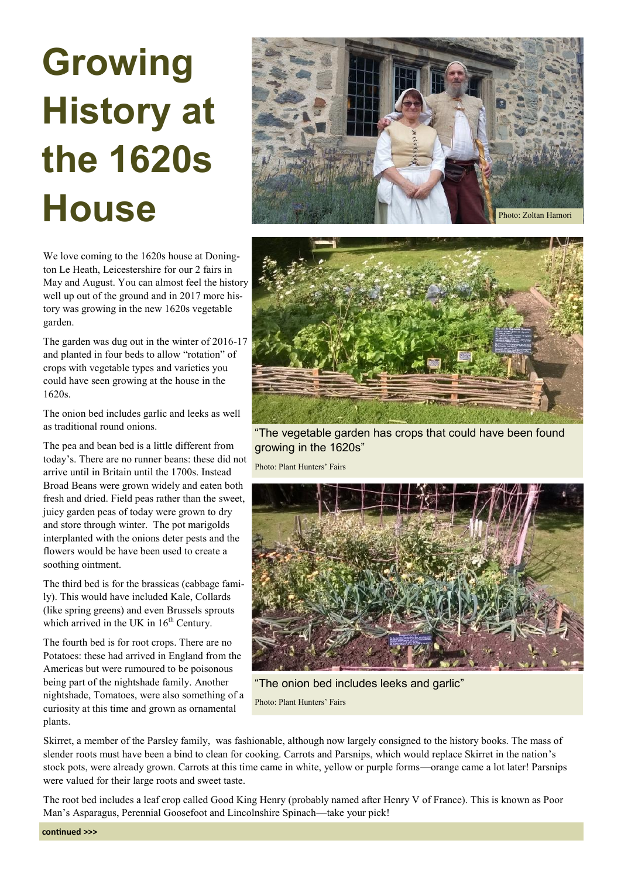# Growing History at the 1620s House

Photo: Zoltan Hamori

We love coming to the 1620s house at Donington Le Heath, Leicestershire for our 2 fairs in May and August. You can almost feel the history well up out of the ground and in 2017 more history was growing in the new 1620s vegetable garden.

The garden was dug out in the winter of 2016-17 and planted in four beds to allow "rotation" of crops with vegetable types and varieties you could have seen growing at the house in the 1620s.

The onion bed includes garlic and leeks as well as traditional round onions.

The pea and bean bed is a little different from today's. There are no runner beans: these did not arrive until in Britain until the 1700s. Instead Broad Beans were grown widely and eaten both fresh and dried. Field peas rather than the sweet, juicy garden peas of today were grown to dry and store through winter. The pot marigolds interplanted with the onions deter pests and the flowers would be have been used to create a soothing ointment.

The third bed is for the brassicas (cabbage family). This would have included Kale, Collards (like spring greens) and even Brussels sprouts which arrived in the UK in 16th Century.

The fourth bed is for root crops. There are no Potatoes: these had arrived in England from the Americas but were rumoured to be poisonous being part of the nightshade family. Another nightshade, Tomatoes, were also something of a curiosity at this time and grown as ornamental plants.

"The vegetable garden has crops that could have been found growing in the 1620s"

Photo: Plant Hunters' Fairs

"The onion bed includes leeks and garlic"

Photo: Plant Hunters' Fairs

Skirret, a member of the Parsley family, was fashionable, although now largely consigned to the history books. The mass of slender roots must have been a bind to clean for cooking. Carrots and Parsnips, which would replace Skirret in the nation's stock pots, were already grown. Carrots at this time came in white, yellow or purple forms—orange came a lot later! Parsnips were valued for their large roots and sweet taste.

The root bed includes a leaf crop called Good King Henry (probably named after Henry V of France). This is known as Poor Man's Asparagus, Perennial Goosefoot and Lincolnshire Spinach—take your pick!

**continued >>>**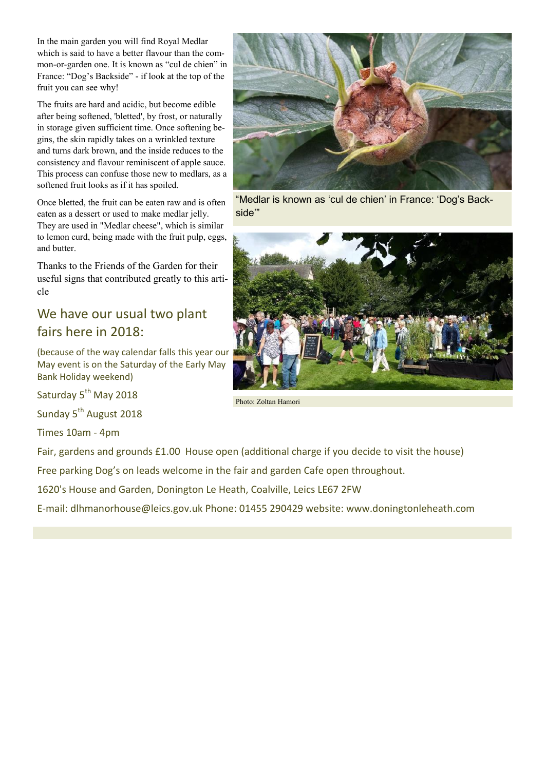In the main garden you will find Royal Medlar which is said to have a better flavour than the common-or-garden one. It is known as "cul de chien" in France: "Dog's Backside" - if look at the top of the fruit you can see why!

The fruits are hard and acidic, but become edible after being softened, 'bletted', by frost, or naturally in storage given sufficient time. Once softening begins, the skin rapidly takes on a wrinkled texture and turns dark brown, and the inside reduces to the consistency and flavour reminiscent of apple sauce. This process can confuse those new to medlars, as a softened fruit looks as if it has spoiled.

Once bletted, the fruit can be eaten raw and is often eaten as a dessert or used to make medlar jelly. They are used in "Medlar cheese", which is similar to lemon curd, being made with the fruit pulp, eggs, and butter.

Thanks to the Friends of the Garden for their useful signs that contributed greatly to this article

"Medlar is known as 'cul de chien' in France: 'Dog's Backside'"

Photo: Zoltan Hamori

## We have our usual two plant fairs here in 2018:

(because of the way calendar falls this year our May event is on the Saturday of the Early May Bank Holiday weekend)

Saturday 5th May 2018

Sunday 5th August 2018

Times 10am - 4pm

Fair, gardens and grounds £1.00 House open (additional charge if you decide to visit the house)

Free parking Dog's on leads welcome in the fair and garden Cafe open throughout.

1620's House and Garden, Donington Le Heath, Coalville, Leics LE67 2FW

E-mail: dlhmanorhouse@leics.gov.uk Phone: 01455 290429 website: www.doningtonleheath.com